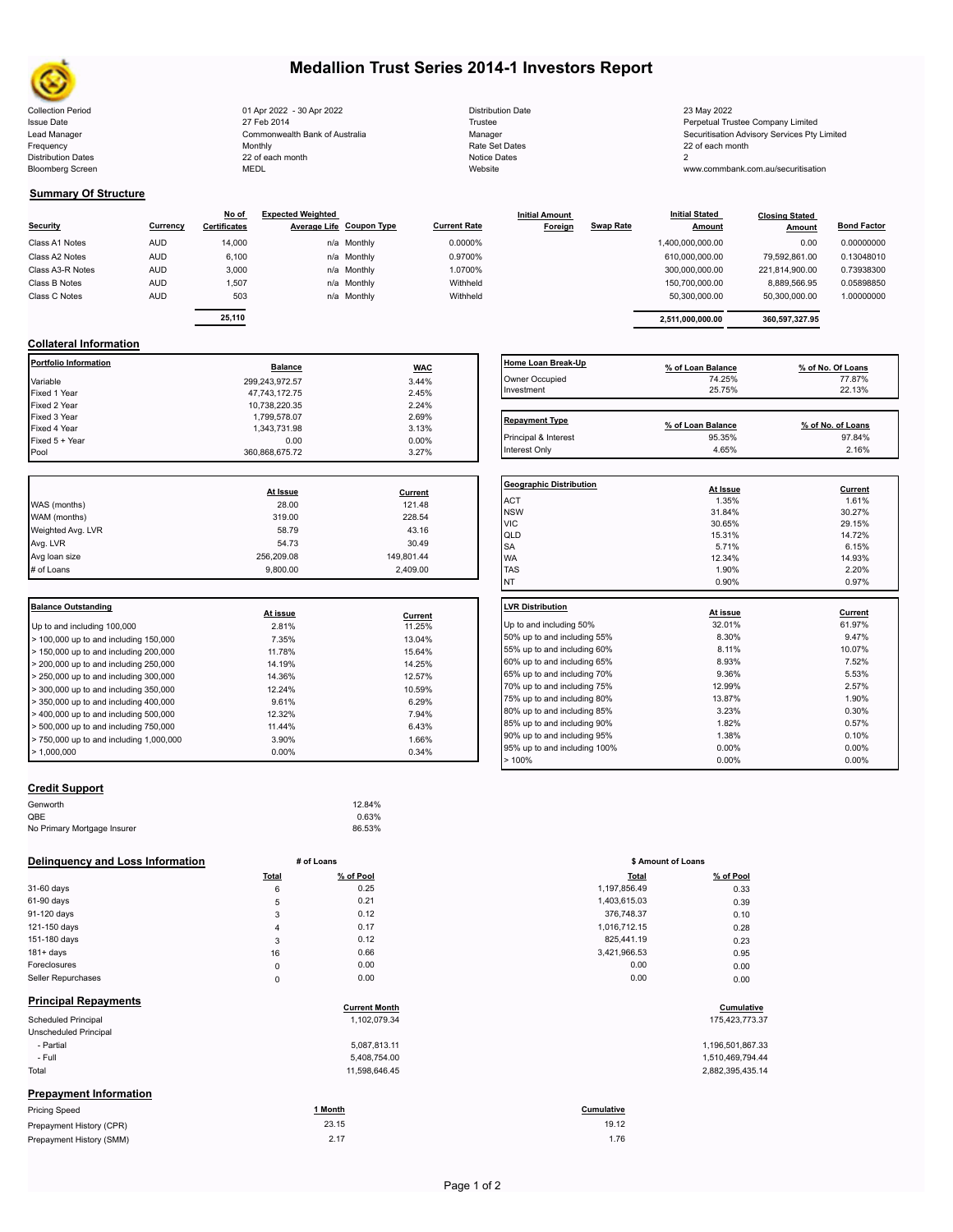# Medallion Trust Series 2014-1 Investors Report

| | | | |
|---|---|---|---|
| Collection Period | 01 Apr 2022 - 30 Apr 2022 | Distribution Date | 23 May 2022 |
| Issue Date | 27 Feb 2014 | Trustee | Perpetual Trustee Company Limited |
| Lead Manager | Commonwealth Bank of Australia | Manager | Securitisation Advisory Services Pty Limited |
| Frequency | Monthly | Rate Set Dates | 22 of each month |
| Distribution Dates | 22 of each month | Notice Dates | 2 |
| Bloomberg Screen | MEDL | Website | www.commbank.com.au/securitisation |

## Summary Of Structure

| Security | Currency | No of Certificates | Expected Weighted Average Life | Coupon Type | Current Rate | Initial Amount Foreign | Swap Rate | Initial Stated Amount | Closing Stated Amount | Bond Factor |
|---|---|---|---|---|---|---|---|---|---|---|
| Class A1 Notes | AUD | 14,000 | n/a | Monthly | 0.0000% | | | 1,400,000,000.00 | 0.00 | 0.00000000 |
| Class A2 Notes | AUD | 6,100 | n/a | Monthly | 0.9700% | | | 610,000,000.00 | 79,592,861.00 | 0.13048010 |
| Class A3-R Notes | AUD | 3,000 | n/a | Monthly | 1.0700% | | | 300,000,000.00 | 221,814,900.00 | 0.73938300 |
| Class B Notes | AUD | 1,507 | n/a | Monthly | Withheld | | | 150,700,000.00 | 8,889,566.95 | 0.05898850 |
| Class C Notes | AUD | 503 | n/a | Monthly | Withheld | | | 50,300,000.00 | 50,300,000.00 | 1.00000000 |
| | | 25,110 | | | | | | 2,511,000,000.00 | 360,597,327.95 | |

## Collateral Information

| Portfolio Information | Balance | WAC |
|---|---|---|
| Variable | 299,243,972.57 | 3.44% |
| Fixed 1 Year | 47,743,172.75 | 2.45% |
| Fixed 2 Year | 10,738,220.35 | 2.24% |
| Fixed 3 Year | 1,799,578.07 | 2.69% |
| Fixed 4 Year | 1,343,731.98 | 3.13% |
| Fixed 5 + Year | 0.00 | 0.00% |
| Pool | 360,868,675.72 | 3.27% |

| Home Loan Break-Up | % of Loan Balance | % of No. Of Loans |
|---|---|---|
| Owner Occupied | 74.25% | 77.87% |
| Investment | 25.75% | 22.13% |

| Repayment Type | % of Loan Balance | % of No. of Loans |
|---|---|---|
| Principal & Interest | 95.35% | 97.84% |
| Interest Only | 4.65% | 2.16% |

| | At Issue | Current |
|---|---|---|
| WAS (months) | 28.00 | 121.48 |
| WAM (months) | 319.00 | 228.54 |
| Weighted Avg. LVR | 58.79 | 43.16 |
| Avg. LVR | 54.73 | 30.49 |
| Avg loan size | 256,209.08 | 149,801.44 |
| # of Loans | 9,800.00 | 2,409.00 |

| Geographic Distribution | At Issue | Current |
|---|---|---|
| ACT | 1.35% | 1.61% |
| NSW | 31.84% | 30.27% |
| VIC | 30.65% | 29.15% |
| QLD | 15.31% | 14.72% |
| SA | 5.71% | 6.15% |
| WA | 12.34% | 14.93% |
| TAS | 1.90% | 2.20% |
| NT | 0.90% | 0.97% |

| Balance Outstanding | At issue | Current |
|---|---|---|
| Up to and including 100,000 | 2.81% | 11.25% |
| > 100,000 up to and including 150,000 | 7.35% | 13.04% |
| > 150,000 up to and including 200,000 | 11.78% | 15.64% |
| > 200,000 up to and including 250,000 | 14.19% | 14.25% |
| > 250,000 up to and including 300,000 | 14.36% | 12.57% |
| > 300,000 up to and including 350,000 | 12.24% | 10.59% |
| > 350,000 up to and including 400,000 | 9.61% | 6.29% |
| > 400,000 up to and including 500,000 | 12.32% | 7.94% |
| > 500,000 up to and including 750,000 | 11.44% | 6.43% |
| > 750,000 up to and including 1,000,000 | 3.90% | 1.66% |
| > 1,000,000 | 0.00% | 0.34% |

| LVR Distribution | At issue | Current |
|---|---|---|
| Up to and including 50% | 32.01% | 61.97% |
| 50% up to and including 55% | 8.30% | 9.47% |
| 55% up to and including 60% | 8.11% | 10.07% |
| 60% up to and including 65% | 8.93% | 7.52% |
| 65% up to and including 70% | 9.36% | 5.53% |
| 70% up to and including 75% | 12.99% | 2.57% |
| 75% up to and including 80% | 13.87% | 1.90% |
| 80% up to and including 85% | 3.23% | 0.30% |
| 85% up to and including 90% | 1.82% | 0.57% |
| 90% up to and including 95% | 1.38% | 0.10% |
| 95% up to and including 100% | 0.00% | 0.00% |
| > 100% | 0.00% | 0.00% |

## Credit Support

| | |
|---|---|
| Genworth | 12.84% |
| QBE | 0.63% |
| No Primary Mortgage Insurer | 86.53% |

## Delinquency and Loss Information

| | # of Loans Total | # of Loans % of Pool | $ Amount of Loans Total | $ Amount of Loans % of Pool |
|---|---|---|---|---|
| 31-60 days | 6 | 0.25 | 1,197,856.49 | 0.33 |
| 61-90 days | 5 | 0.21 | 1,403,615.03 | 0.39 |
| 91-120 days | 3 | 0.12 | 376,748.37 | 0.10 |
| 121-150 days | 4 | 0.17 | 1,016,712.15 | 0.28 |
| 151-180 days | 3 | 0.12 | 825,441.19 | 0.23 |
| 181+ days | 16 | 0.66 | 3,421,966.53 | 0.95 |
| Foreclosures | 0 | 0.00 | 0.00 | 0.00 |
| Seller Repurchases | 0 | 0.00 | 0.00 | 0.00 |

## Principal Repayments

| | Current Month | Cumulative |
|---|---|---|
| Scheduled Principal | 1,102,079.34 | 175,423,773.37 |
| Unscheduled Principal | | |
| - Partial | 5,087,813.11 | 1,196,501,867.33 |
| - Full | 5,408,754.00 | 1,510,469,794.44 |
| Total | 11,598,646.45 | 2,882,395,435.14 |

## Prepayment Information

| Pricing Speed | 1 Month | Cumulative |
|---|---|---|
| Prepayment History (CPR) | 23.15 | 19.12 |
| Prepayment History (SMM) | 2.17 | 1.76 |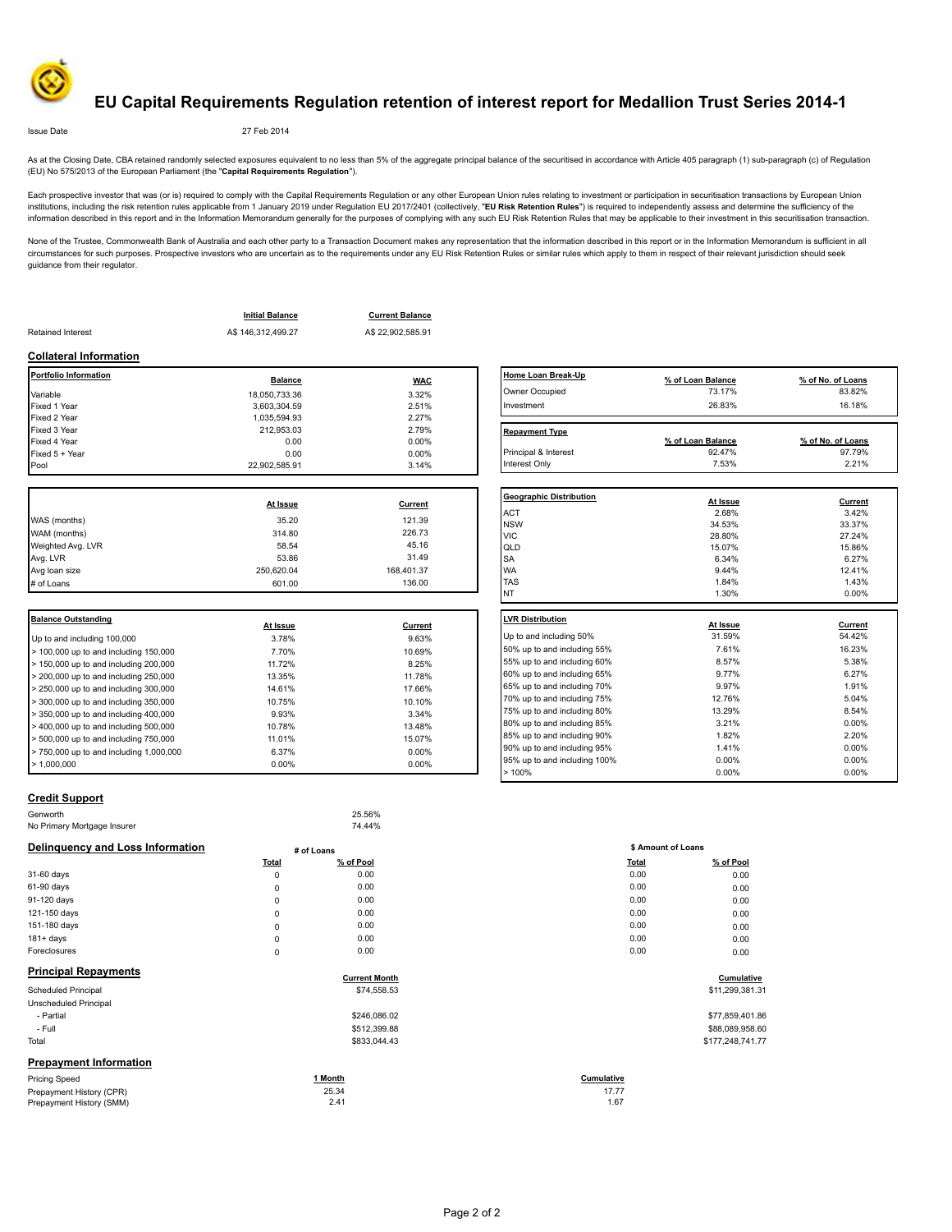# EU Capital Requirements Regulation retention of interest report for Medallion Trust Series 2014-1

Issue Date 27 Feb 2014

As at the Closing Date, CBA retained randomly selected exposures equivalent to no less than 5% of the aggregate principal balance of the securitised in accordance with Article 405 paragraph (1) sub-paragraph (c) of Regulation (EU) No 575/2013 of the European Parliament (the "**Capital Requirements Regulation**").

Each prospective investor that was (or is) required to comply with the Capital Requirements Regulation or any other European Union rules relating to investment or participation in securitisation transactions by European Union institutions, including the risk retention rules applicable from 1 January 2019 under Regulation EU 2017/2401 (collectively, "**EU Risk Retention Rules**") is required to independently assess and determine the sufficiency of the information described in this report and in the Information Memorandum generally for the purposes of complying with any such EU Risk Retention Rules that may be applicable to their investment in this securitisation transaction.

None of the Trustee, Commonwealth Bank of Australia and each other party to a Transaction Document makes any representation that the information described in this report or in the Information Memorandum is sufficient in all circumstances for such purposes. Prospective investors who are uncertain as to the requirements under any EU Risk Retention Rules or similar rules which apply to them in respect of their relevant jurisdiction should seek guidance from their regulator.

| | Initial Balance | Current Balance |
|---|---|---|
| Retained Interest | A$ 146,312,499.27 | A$ 22,902,585.91 |

## Collateral Information

| Portfolio Information | Balance | WAC |
|---|---|---|
| Variable | 18,050,733.36 | 3.32% |
| Fixed 1 Year | 3,603,304.59 | 2.51% |
| Fixed 2 Year | 1,035,594.93 | 2.27% |
| Fixed 3 Year | 212,953.03 | 2.79% |
| Fixed 4 Year | 0.00 | 0.00% |
| Fixed 5 + Year | 0.00 | 0.00% |
| Pool | 22,902,585.91 | 3.14% |

| Home Loan Break-Up | % of Loan Balance | % of No. of Loans |
|---|---|---|
| Owner Occupied | 73.17% | 83.82% |
| Investment | 26.83% | 16.18% |

| Repayment Type | % of Loan Balance | % of No. of Loans |
|---|---|---|
| Principal & Interest | 92.47% | 97.79% |
| Interest Only | 7.53% | 2.21% |

| | At Issue | Current |
|---|---|---|
| WAS (months) | 35.20 | 121.39 |
| WAM (months) | 314.80 | 226.73 |
| Weighted Avg. LVR | 58.54 | 45.16 |
| Avg. LVR | 53.86 | 31.49 |
| Avg loan size | 250,620.04 | 168,401.37 |
| # of Loans | 601.00 | 136.00 |

| Geographic Distribution | At Issue | Current |
|---|---|---|
| ACT | 2.68% | 3.42% |
| NSW | 34.53% | 33.37% |
| VIC | 28.80% | 27.24% |
| QLD | 15.07% | 15.86% |
| SA | 6.34% | 6.27% |
| WA | 9.44% | 12.41% |
| TAS | 1.84% | 1.43% |
| NT | 1.30% | 0.00% |

| Balance Outstanding | At Issue | Current |
|---|---|---|
| Up to and including 100,000 | 3.78% | 9.63% |
| > 100,000 up to and including 150,000 | 7.70% | 10.69% |
| > 150,000 up to and including 200,000 | 11.72% | 8.25% |
| > 200,000 up to and including 250,000 | 13.35% | 11.78% |
| > 250,000 up to and including 300,000 | 14.61% | 17.66% |
| > 300,000 up to and including 350,000 | 10.75% | 10.10% |
| > 350,000 up to and including 400,000 | 9.93% | 3.34% |
| > 400,000 up to and including 500,000 | 10.78% | 13.48% |
| > 500,000 up to and including 750,000 | 11.01% | 15.07% |
| > 750,000 up to and including 1,000,000 | 6.37% | 0.00% |
| > 1,000,000 | 0.00% | 0.00% |

| LVR Distribution | At Issue | Current |
|---|---|---|
| Up to and including 50% | 31.59% | 54.42% |
| 50% up to and including 55% | 7.61% | 16.23% |
| 55% up to and including 60% | 8.57% | 5.38% |
| 60% up to and including 65% | 9.77% | 6.27% |
| 65% up to and including 70% | 9.97% | 1.91% |
| 70% up to and including 75% | 12.76% | 5.04% |
| 75% up to and including 80% | 13.29% | 8.54% |
| 80% up to and including 85% | 3.21% | 0.00% |
| 85% up to and including 90% | 1.82% | 2.20% |
| 90% up to and including 95% | 1.41% | 0.00% |
| 95% up to and including 100% | 0.00% | 0.00% |
| > 100% | 0.00% | 0.00% |

## Credit Support

| | |
|---|---|
| Genworth | 25.56% |
| No Primary Mortgage Insurer | 74.44% |

## Delinquency and Loss Information

| | # of Loans | | $ Amount of Loans | |
|---|---|---|---|---|
| | Total | % of Pool | Total | % of Pool |
| 31-60 days | 0 | 0.00 | 0.00 | 0.00 |
| 61-90 days | 0 | 0.00 | 0.00 | 0.00 |
| 91-120 days | 0 | 0.00 | 0.00 | 0.00 |
| 121-150 days | 0 | 0.00 | 0.00 | 0.00 |
| 151-180 days | 0 | 0.00 | 0.00 | 0.00 |
| 181+ days | 0 | 0.00 | 0.00 | 0.00 |
| Foreclosures | 0 | 0.00 | 0.00 | 0.00 |

## Principal Repayments

| | Current Month | Cumulative |
|---|---|---|
| Scheduled Principal | $74,558.53 | $11,299,381.31 |
| Unscheduled Principal | | |
| - Partial | $246,086.02 | $77,859,401.86 |
| - Full | $512,399.88 | $88,089,958.60 |
| Total | $833,044.43 | $177,248,741.77 |

## Prepayment Information

| Pricing Speed | 1 Month | Cumulative |
|---|---|---|
| Prepayment History (CPR) | 25.34 | 17.77 |
| Prepayment History (SMM) | 2.41 | 1.67 |